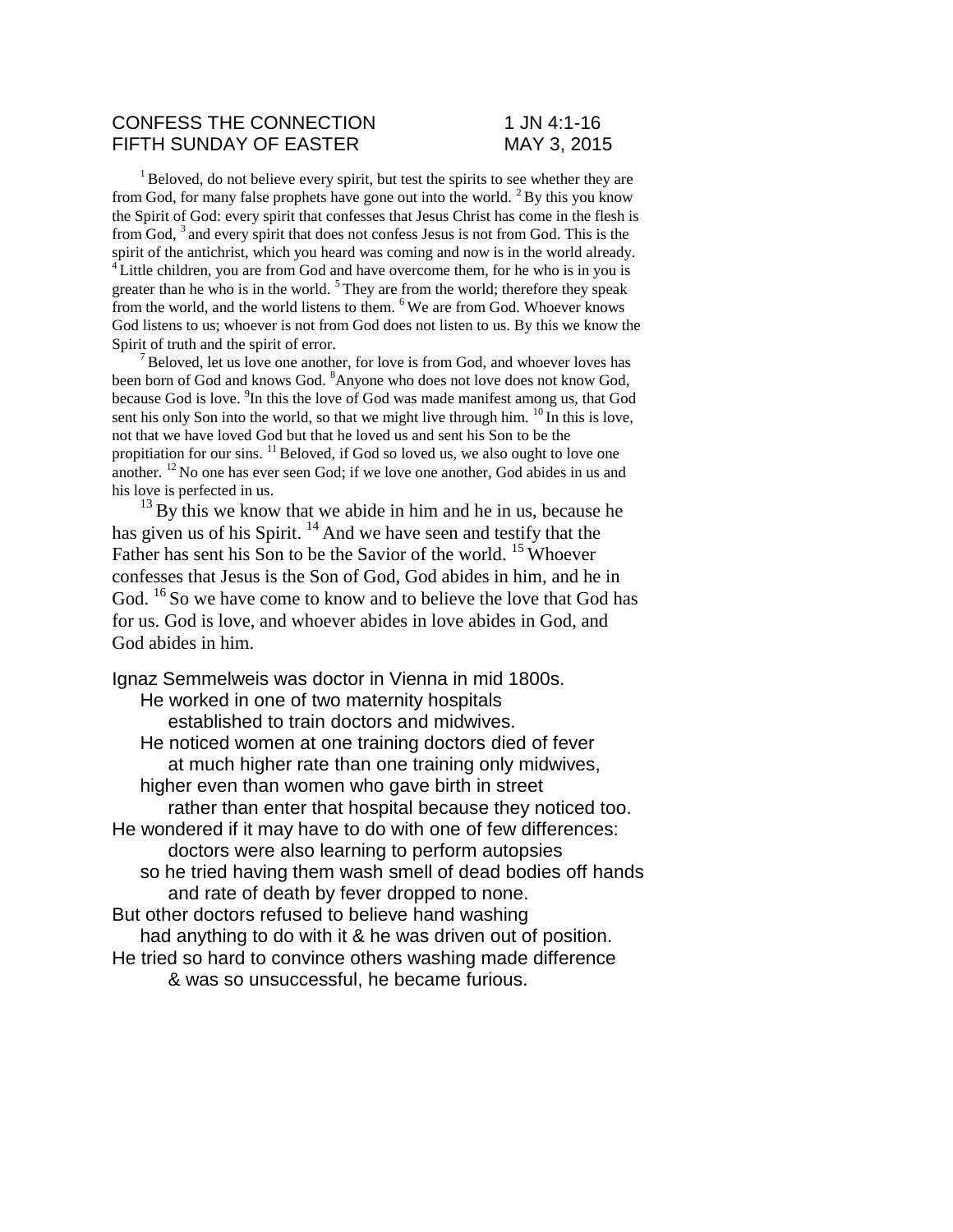CONFESS THE CONNECTION 1 JN 4:1-16
FIFTH SUNDAY OF EASTER MAY 3, 2015

[1] Beloved, do not believe every spirit, but test the spirits to see whether they are from God, for many false prophets have gone out into the world. [2] By this you know the Spirit of God: every spirit that confesses that Jesus Christ has come in the flesh is from God, [3] and every spirit that does not confess Jesus is not from God. This is the spirit of the antichrist, which you heard was coming and now is in the world already. [4] Little children, you are from God and have overcome them, for he who is in you is greater than he who is in the world. [5] They are from the world; therefore they speak from the world, and the world listens to them. [6] We are from God. Whoever knows God listens to us; whoever is not from God does not listen to us. By this we know the Spirit of truth and the spirit of error.

[7] Beloved, let us love one another, for love is from God, and whoever loves has been born of God and knows God. [8] Anyone who does not love does not know God, because God is love. [9] In this the love of God was made manifest among us, that God sent his only Son into the world, so that we might live through him. [10] In this is love, not that we have loved God but that he loved us and sent his Son to be the propitiation for our sins. [11] Beloved, if God so loved us, we also ought to love one another. [12] No one has ever seen God; if we love one another, God abides in us and his love is perfected in us.

[13] By this we know that we abide in him and he in us, because he has given us of his Spirit. [14] And we have seen and testify that the Father has sent his Son to be the Savior of the world. [15] Whoever confesses that Jesus is the Son of God, God abides in him, and he in God. [16] So we have come to know and to believe the love that God has for us. God is love, and whoever abides in love abides in God, and God abides in him.

Ignaz Semmelweis was doctor in Vienna in mid 1800s.
He worked in one of two maternity hospitals
established to train doctors and midwives.
He noticed women at one training doctors died of fever
at much higher rate than one training only midwives,
higher even than women who gave birth in street
rather than enter that hospital because they noticed too.
He wondered if it may have to do with one of few differences:
doctors were also learning to perform autopsies
so he tried having them wash smell of dead bodies off hands
and rate of death by fever dropped to none.
But other doctors refused to believe hand washing
had anything to do with it & he was driven out of position.
He tried so hard to convince others washing made difference
& was so unsuccessful, he became furious.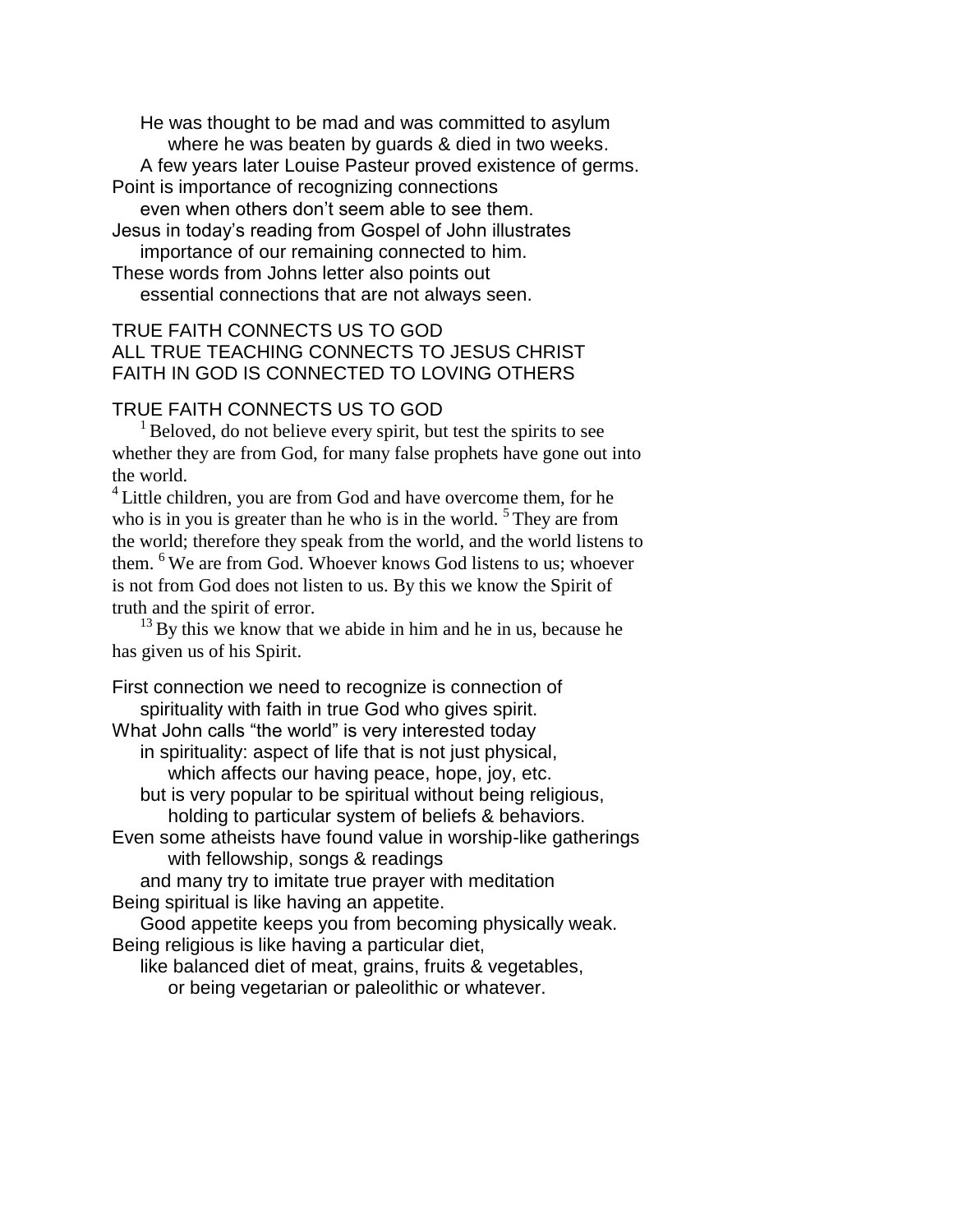He was thought to be mad and was committed to asylum
where he was beaten by guards & died in two weeks.
A few years later Louise Pasteur proved existence of germs.
Point is importance of recognizing connections
even when others don't seem able to see them.
Jesus in today's reading from Gospel of John illustrates
importance of our remaining connected to him.
These words from Johns letter also points out
essential connections that are not always seen.

TRUE FAITH CONNECTS US TO GOD
ALL TRUE TEACHING CONNECTS TO JESUS CHRIST
FAITH IN GOD IS CONNECTED TO LOVING OTHERS

TRUE FAITH CONNECTS US TO GOD

[1] Beloved, do not believe every spirit, but test the spirits to see whether they are from God, for many false prophets have gone out into the world.
[4] Little children, you are from God and have overcome them, for he who is in you is greater than he who is in the world. [5] They are from the world; therefore they speak from the world, and the world listens to them. [6] We are from God. Whoever knows God listens to us; whoever is not from God does not listen to us. By this we know the Spirit of truth and the spirit of error.
[13] By this we know that we abide in him and he in us, because he has given us of his Spirit.

First connection we need to recognize is connection of
spirituality with faith in true God who gives spirit.
What John calls "the world" is very interested today
in spirituality: aspect of life that is not just physical,
which affects our having peace, hope, joy, etc.
but is very popular to be spiritual without being religious,
holding to particular system of beliefs & behaviors.
Even some atheists have found value in worship-like gatherings
with fellowship, songs & readings
and many try to imitate true prayer with meditation
Being spiritual is like having an appetite.
Good appetite keeps you from becoming physically weak.
Being religious is like having a particular diet,
like balanced diet of meat, grains, fruits & vegetables,
or being vegetarian or paleolithic or whatever.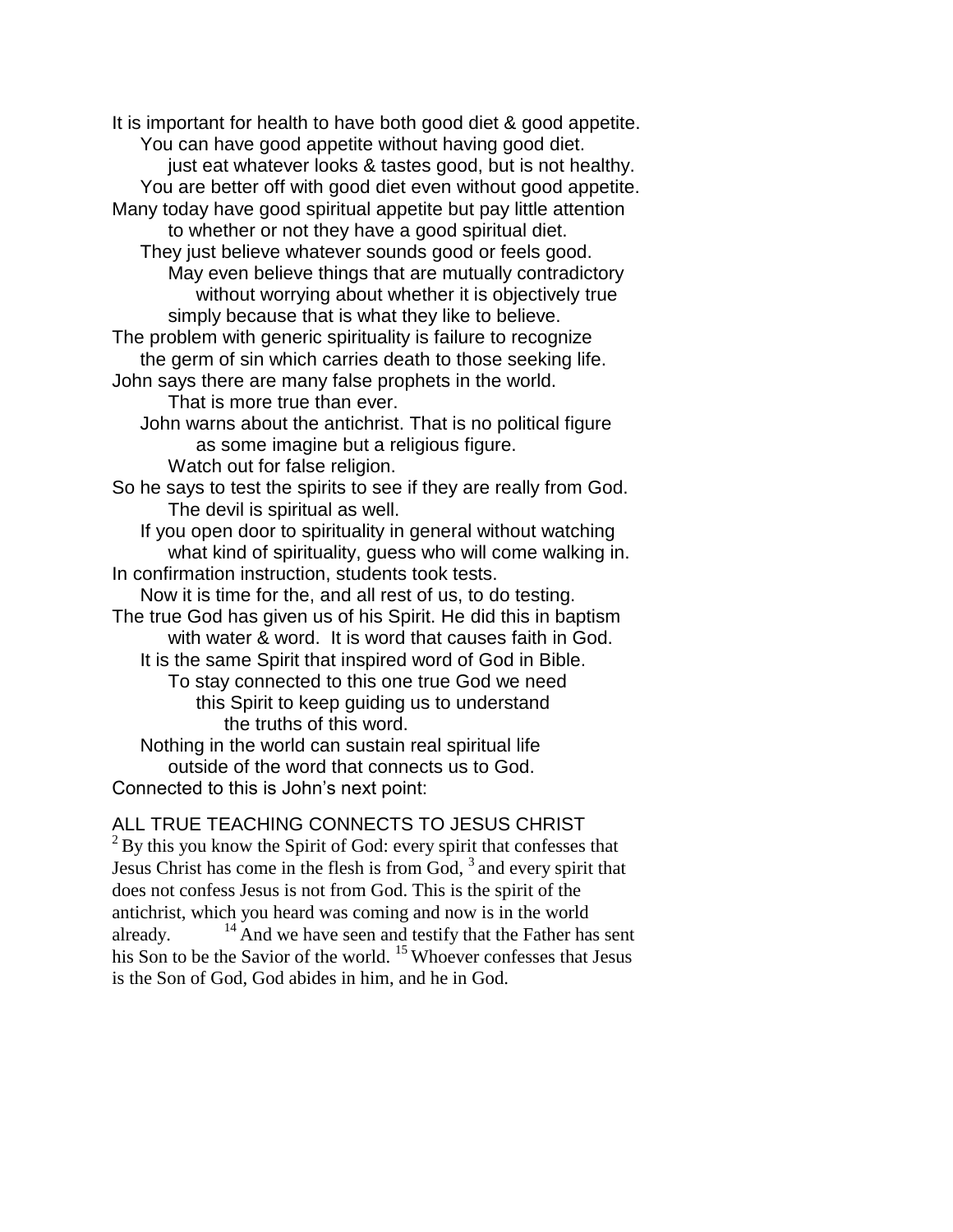It is important for health to have both good diet & good appetite.
You can have good appetite without having good diet.
just eat whatever looks & tastes good, but is not healthy.
You are better off with good diet even without good appetite.
Many today have good spiritual appetite but pay little attention
to whether or not they have a good spiritual diet.
They just believe whatever sounds good or feels good.
May even believe things that are mutually contradictory
without worrying about whether it is objectively true
simply because that is what they like to believe.
The problem with generic spirituality is failure to recognize
the germ of sin which carries death to those seeking life.
John says there are many false prophets in the world.
That is more true than ever.
John warns about the antichrist. That is no political figure
as some imagine but a religious figure.
Watch out for false religion.
So he says to test the spirits to see if they are really from God.
The devil is spiritual as well.
If you open door to spirituality in general without watching
what kind of spirituality, guess who will come walking in.
In confirmation instruction, students took tests.
Now it is time for the, and all rest of us, to do testing.
The true God has given us of his Spirit. He did this in baptism
with water & word. It is word that causes faith in God.
It is the same Spirit that inspired word of God in Bible.
To stay connected to this one true God we need
this Spirit to keep guiding us to understand
the truths of this word.
Nothing in the world can sustain real spiritual life
outside of the word that connects us to God.
Connected to this is John's next point:

ALL TRUE TEACHING CONNECTS TO JESUS CHRIST

[2] By this you know the Spirit of God: every spirit that confesses that Jesus Christ has come in the flesh is from God, [3] and every spirit that does not confess Jesus is not from God. This is the spirit of the antichrist, which you heard was coming and now is in the world already. [14] And we have seen and testify that the Father has sent his Son to be the Savior of the world. [15] Whoever confesses that Jesus is the Son of God, God abides in him, and he in God.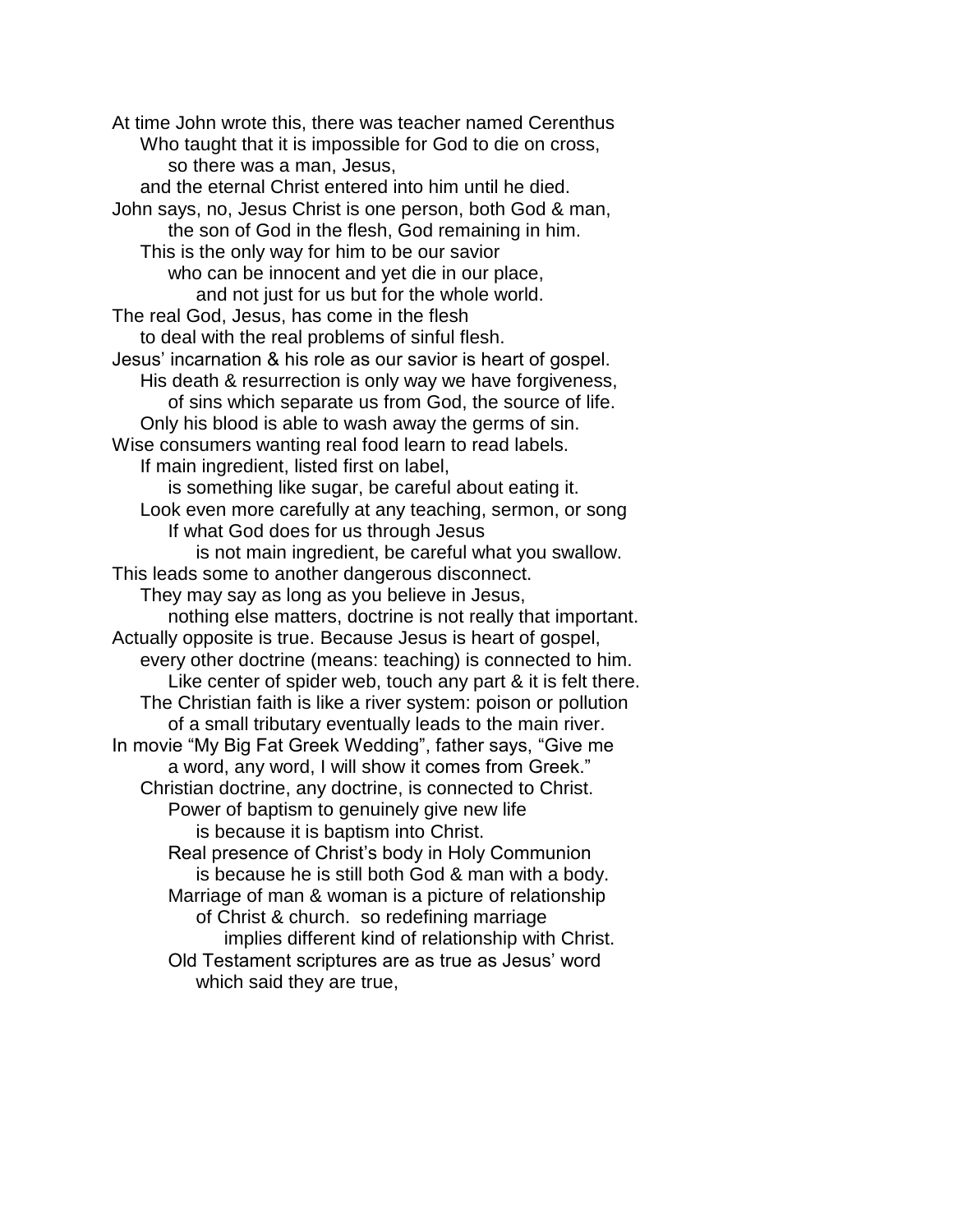At time John wrote this, there was teacher named Cerenthus
Who taught that it is impossible for God to die on cross,
so there was a man, Jesus,
and the eternal Christ entered into him until he died.
John says, no, Jesus Christ is one person, both God & man,
the son of God in the flesh, God remaining in him.
This is the only way for him to be our savior
who can be innocent and yet die in our place,
and not just for us but for the whole world.
The real God, Jesus, has come in the flesh
to deal with the real problems of sinful flesh.
Jesus' incarnation & his role as our savior is heart of gospel.
His death & resurrection is only way we have forgiveness,
of sins which separate us from God, the source of life.
Only his blood is able to wash away the germs of sin.
Wise consumers wanting real food learn to read labels.
If main ingredient, listed first on label,
is something like sugar, be careful about eating it.
Look even more carefully at any teaching, sermon, or song
If what God does for us through Jesus
is not main ingredient, be careful what you swallow.
This leads some to another dangerous disconnect.
They may say as long as you believe in Jesus,
nothing else matters, doctrine is not really that important.
Actually opposite is true. Because Jesus is heart of gospel,
every other doctrine (means: teaching) is connected to him.
Like center of spider web, touch any part & it is felt there.
The Christian faith is like a river system: poison or pollution
of a small tributary eventually leads to the main river.
In movie "My Big Fat Greek Wedding", father says, "Give me
a word, any word, I will show it comes from Greek."
Christian doctrine, any doctrine, is connected to Christ.
Power of baptism to genuinely give new life
is because it is baptism into Christ.
Real presence of Christ's body in Holy Communion
is because he is still both God & man with a body.
Marriage of man & woman is a picture of relationship
of Christ & church. so redefining marriage
implies different kind of relationship with Christ.
Old Testament scriptures are as true as Jesus' word
which said they are true,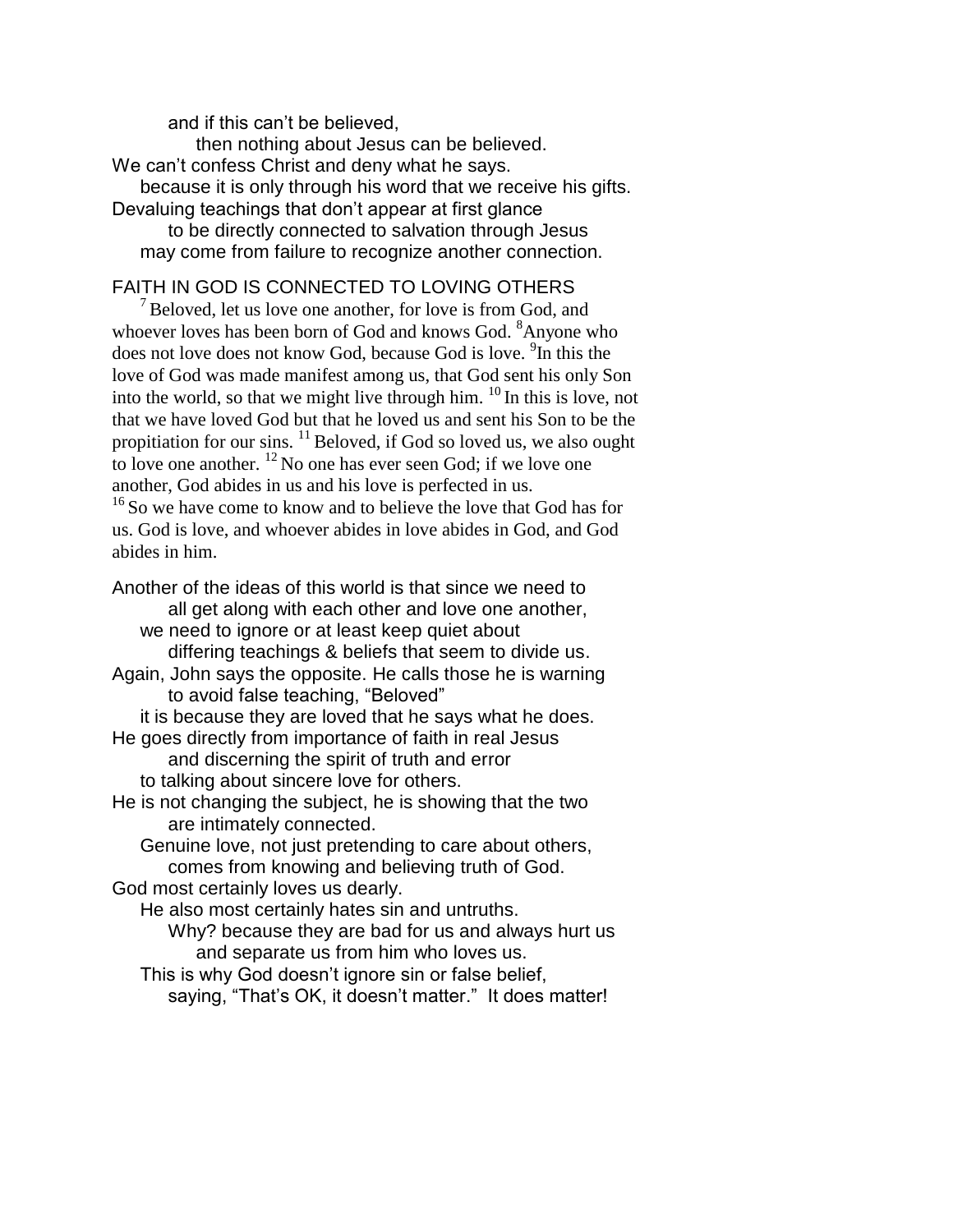and if this can't be believed,
then nothing about Jesus can be believed.
We can't confess Christ and deny what he says.
because it is only through his word that we receive his gifts.
Devaluing teachings that don't appear at first glance
to be directly connected to salvation through Jesus
may come from failure to recognize another connection.

## FAITH IN GOD IS CONNECTED TO LOVING OTHERS

[7] Beloved, let us love one another, for love is from God, and whoever loves has been born of God and knows God. [8]Anyone who does not love does not know God, because God is love. [9]In this the love of God was made manifest among us, that God sent his only Son into the world, so that we might live through him. [10] In this is love, not that we have loved God but that he loved us and sent his Son to be the propitiation for our sins. [11] Beloved, if God so loved us, we also ought to love one another. [12] No one has ever seen God; if we love one another, God abides in us and his love is perfected in us.
[16] So we have come to know and to believe the love that God has for us. God is love, and whoever abides in love abides in God, and God abides in him.

Another of the ideas of this world is that since we need to
all get along with each other and love one another,
we need to ignore or at least keep quiet about
differing teachings & beliefs that seem to divide us.
Again, John says the opposite. He calls those he is warning
to avoid false teaching, "Beloved"
it is because they are loved that he says what he does.
He goes directly from importance of faith in real Jesus
and discerning the spirit of truth and error
to talking about sincere love for others.
He is not changing the subject, he is showing that the two
are intimately connected.
Genuine love, not just pretending to care about others,
comes from knowing and believing truth of God.
God most certainly loves us dearly.
He also most certainly hates sin and untruths.
Why? because they are bad for us and always hurt us
and separate us from him who loves us.
This is why God doesn't ignore sin or false belief,
saying, "That's OK, it doesn't matter." It does matter!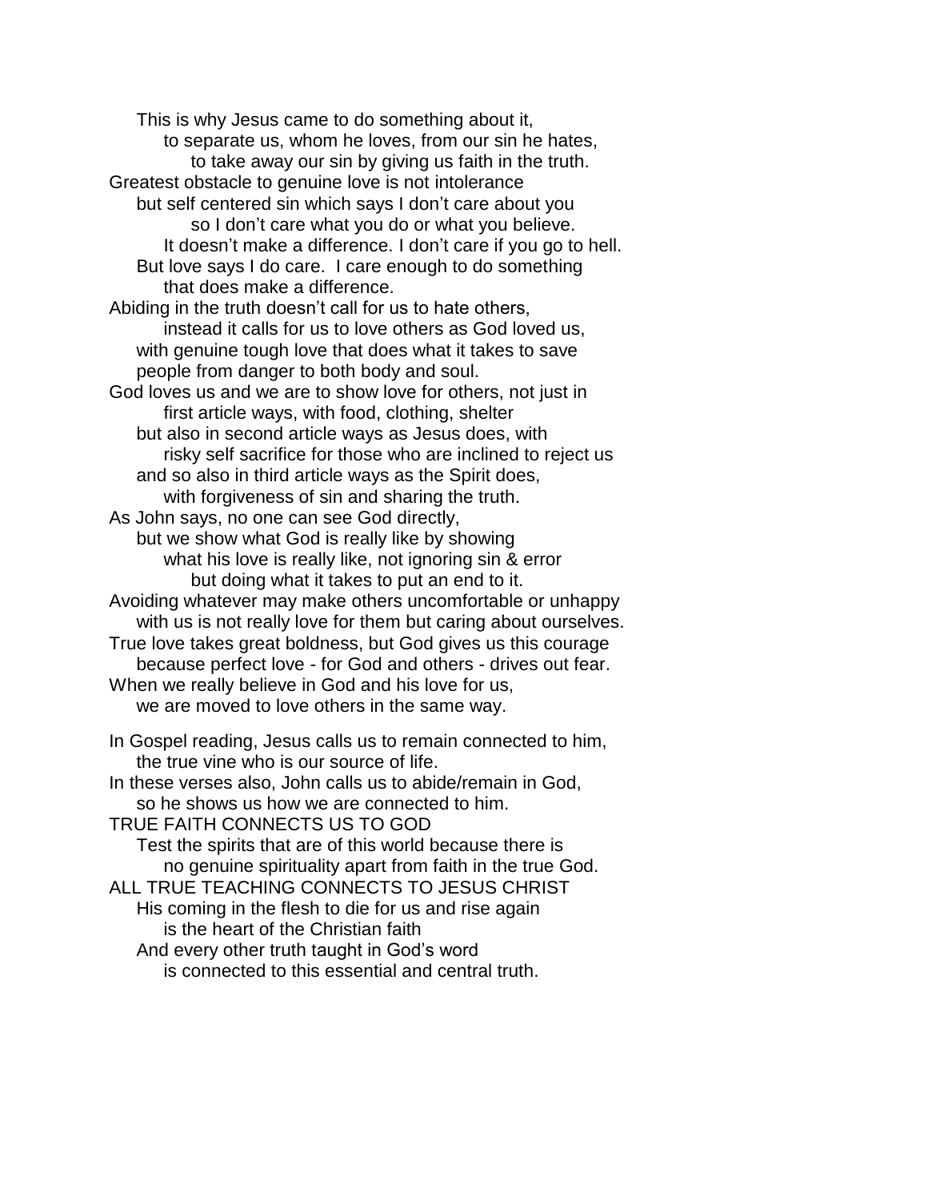This is why Jesus came to do something about it,
to separate us, whom he loves, from our sin he hates,
to take away our sin by giving us faith in the truth.

Greatest obstacle to genuine love is not intolerance
but self centered sin which says I don't care about you
so I don't care what you do or what you believe.
It doesn't make a difference. I don't care if you go to hell.
But love says I do care. I care enough to do something
that does make a difference.

Abiding in the truth doesn't call for us to hate others,
instead it calls for us to love others as God loved us,
with genuine tough love that does what it takes to save
people from danger to both body and soul.

God loves us and we are to show love for others, not just in
first article ways, with food, clothing, shelter
but also in second article ways as Jesus does, with
risky self sacrifice for those who are inclined to reject us
and so also in third article ways as the Spirit does,
with forgiveness of sin and sharing the truth.

As John says, no one can see God directly,
but we show what God is really like by showing
what his love is really like, not ignoring sin & error
but doing what it takes to put an end to it.

Avoiding whatever may make others uncomfortable or unhappy
with us is not really love for them but caring about ourselves.

True love takes great boldness, but God gives us this courage
because perfect love - for God and others - drives out fear.

When we really believe in God and his love for us,
we are moved to love others in the same way.

In Gospel reading, Jesus calls us to remain connected to him,
the true vine who is our source of life.

In these verses also, John calls us to abide/remain in God,
so he shows us how we are connected to him.

TRUE FAITH CONNECTS US TO GOD

Test the spirits that are of this world because there is
no genuine spirituality apart from faith in the true God.

ALL TRUE TEACHING CONNECTS TO JESUS CHRIST

His coming in the flesh to die for us and rise again
is the heart of the Christian faith
And every other truth taught in God's word
is connected to this essential and central truth.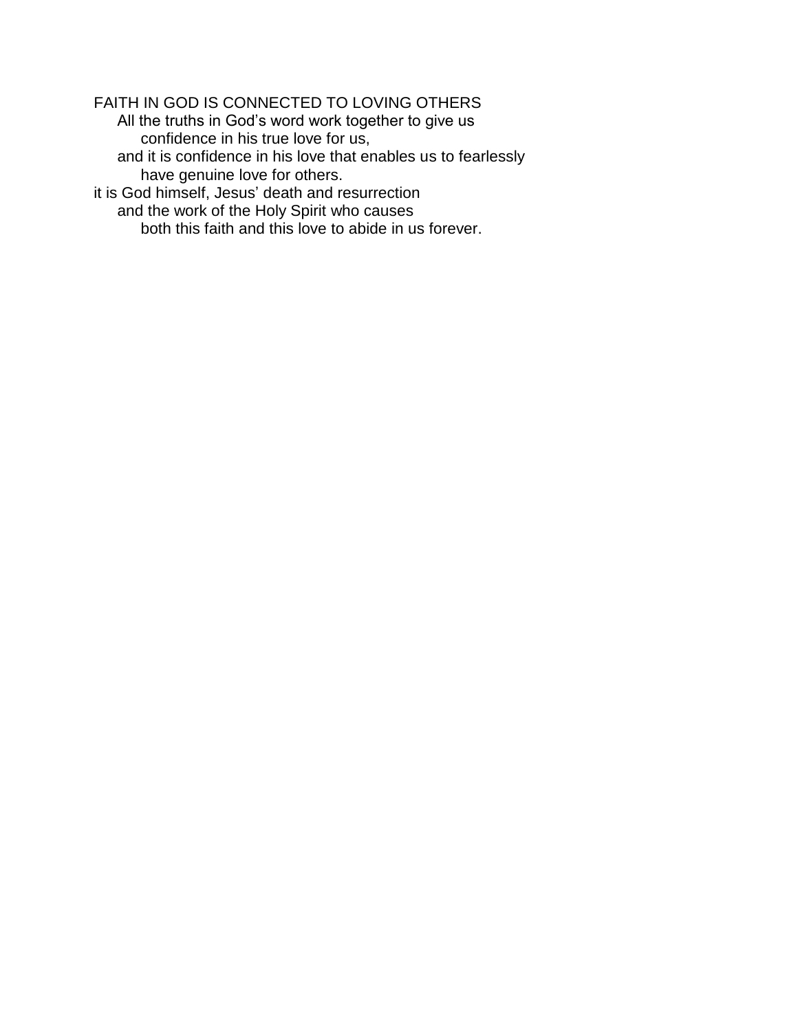FAITH IN GOD IS CONNECTED TO LOVING OTHERS

All the truths in God's word work together to give us
confidence in his true love for us,
and it is confidence in his love that enables us to fearlessly
have genuine love for others.

it is God himself, Jesus' death and resurrection
and the work of the Holy Spirit who causes
both this faith and this love to abide in us forever.